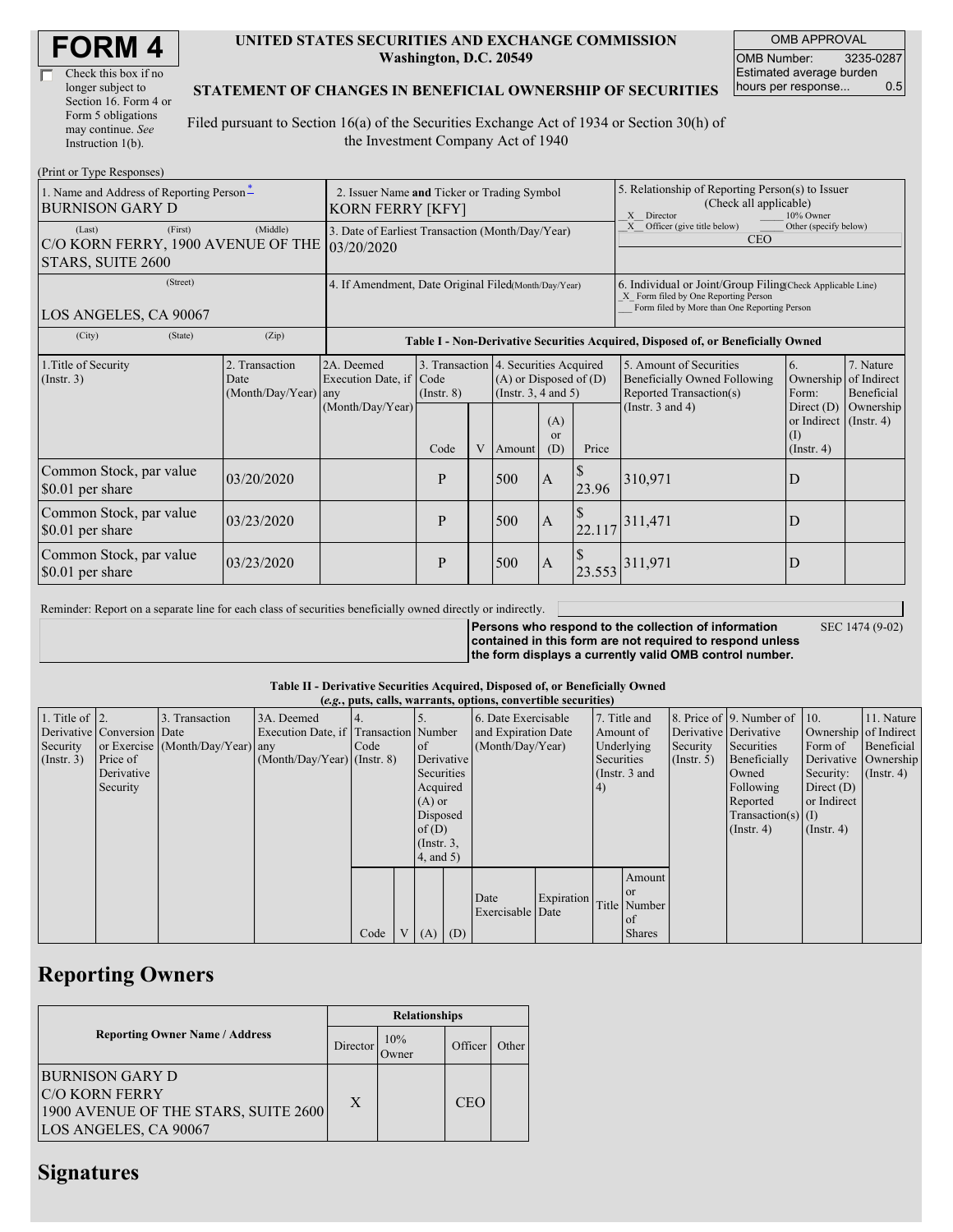# FORM 4

☐ Check this box if no longer subject to Section 16. Form 4 or Form 5 obligations may continue. *See* Instruction 1(b).

**UNITED STATES SECURITIES AND EXCHANGE COMMISSION**
**Washington, D.C. 20549**

**STATEMENT OF CHANGES IN BENEFICIAL OWNERSHIP OF SECURITIES**

Filed pursuant to Section 16(a) of the Securities Exchange Act of 1934 or Section 30(h) of the Investment Company Act of 1940

| OMB APPROVAL | |
|---|---|
| OMB Number: | 3235-0287 |
| Estimated average burden hours per response... | 0.5 |

(Print or Type Responses)

| 1. Name and Address of Reporting Person* | 2. Issuer Name and Ticker or Trading Symbol | 5. Relationship of Reporting Person(s) to Issuer (Check all applicable) |
|---|---|---|
| BURNISON GARY D | KORN FERRY [KFY] | X Director ___ 10% Owner |
| (Last) (First) (Middle) C/O KORN FERRY, 1900 AVENUE OF THE STARS, SUITE 2600 | 3. Date of Earliest Transaction (Month/Day/Year) 03/20/2020 | X Officer (give title below) ___ Other (specify below) CEO |
| (Street) LOS ANGELES, CA 90067 | 4. If Amendment, Date Original Filed(Month/Day/Year) | 6. Individual or Joint/Group Filing(Check Applicable Line) X Form filed by One Reporting Person ___ Form filed by More than One Reporting Person |
| (City) (State) (Zip) | | |

**Table I - Non-Derivative Securities Acquired, Disposed of, or Beneficially Owned**

| 1.Title of Security (Instr. 3) | 2. Transaction Date (Month/Day/Year) | 2A. Deemed Execution Date, if any (Month/Day/Year) | 3. Transaction Code (Instr. 8) | | 4. Securities Acquired (A) or Disposed of (D) (Instr. 3, 4 and 5) | | | 5. Amount of Securities Beneficially Owned Following Reported Transaction(s) (Instr. 3 and 4) | 6. Ownership Form: Direct (D) or Indirect (I) (Instr. 4) | 7. Nature of Indirect Beneficial Ownership (Instr. 4) |
|---|---|---|---|---|---|---|---|---|---|---|
| | | | Code | V | Amount | (A) or (D) | Price | | | |
| Common Stock, par value $0.01 per share | 03/20/2020 | | P | | 500 | A | $ 23.96 | 310,971 | D | |
| Common Stock, par value $0.01 per share | 03/23/2020 | | P | | 500 | A | $ 22.117 | 311,471 | D | |
| Common Stock, par value $0.01 per share | 03/23/2020 | | P | | 500 | A | $ 23.553 | 311,971 | D | |

Reminder: Report on a separate line for each class of securities beneficially owned directly or indirectly.

**Persons who respond to the collection of information contained in this form are not required to respond unless the form displays a currently valid OMB control number.** SEC 1474 (9-02)

**Table II - Derivative Securities Acquired, Disposed of, or Beneficially Owned**
**(*e.g.*, puts, calls, warrants, options, convertible securities)**

| 1. Title of Derivative Security (Instr. 3) | 2. Conversion or Exercise Price of Derivative Security | 3. Transaction Date (Month/Day/Year) | 3A. Deemed Execution Date, if any (Month/Day/Year) | 4. Transaction Code (Instr. 8) | | 5. Number of Derivative Securities Acquired (A) or Disposed of (D) (Instr. 3, 4, and 5) | | 6. Date Exercisable and Expiration Date (Month/Day/Year) | | 7. Title and Amount of Underlying Securities (Instr. 3 and 4) | | 8. Price of Derivative Security (Instr. 5) | 9. Number of Derivative Securities Beneficially Owned Following Reported Transaction(s) (Instr. 4) | 10. Ownership Form of Derivative Security: Direct (D) or Indirect (I) (Instr. 4) | 11. Nature of Indirect Beneficial Ownership (Instr. 4) |
|---|---|---|---|---|---|---|---|---|---|---|---|---|---|---|---|
| | | | | Code | V | (A) | (D) | Date Exercisable | Expiration Date | Title | Amount or Number of Shares | | | | |

## Reporting Owners

| Reporting Owner Name / Address | Relationships | | | |
|---|---|---|---|---|
| | Director | 10% Owner | Officer | Other |
| BURNISON GARY D C/O KORN FERRY 1900 AVENUE OF THE STARS, SUITE 2600 LOS ANGELES, CA 90067 | X | | CEO | |

## Signatures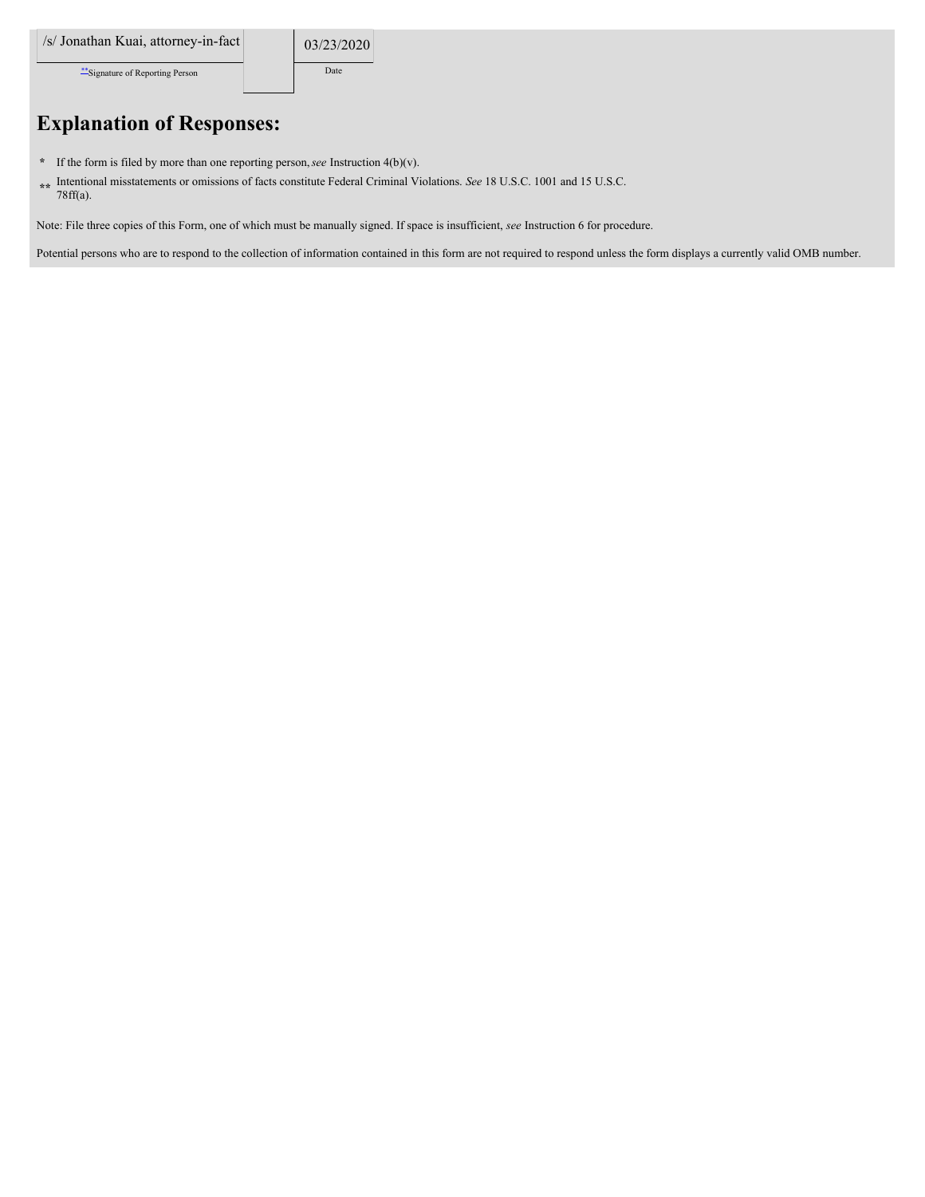| /s/ Jonathan Kuai, attorney-in-fact | | 03/23/2020 |
| --- | --- | --- |
| ** Signature of Reporting Person | | Date |

## Explanation of Responses:

\* If the form is filed by more than one reporting person, *see* Instruction 4(b)(v).

\*\* Intentional misstatements or omissions of facts constitute Federal Criminal Violations. *See* 18 U.S.C. 1001 and 15 U.S.C. 78ff(a).

Note: File three copies of this Form, one of which must be manually signed. If space is insufficient, *see* Instruction 6 for procedure.

Potential persons who are to respond to the collection of information contained in this form are not required to respond unless the form displays a currently valid OMB number.